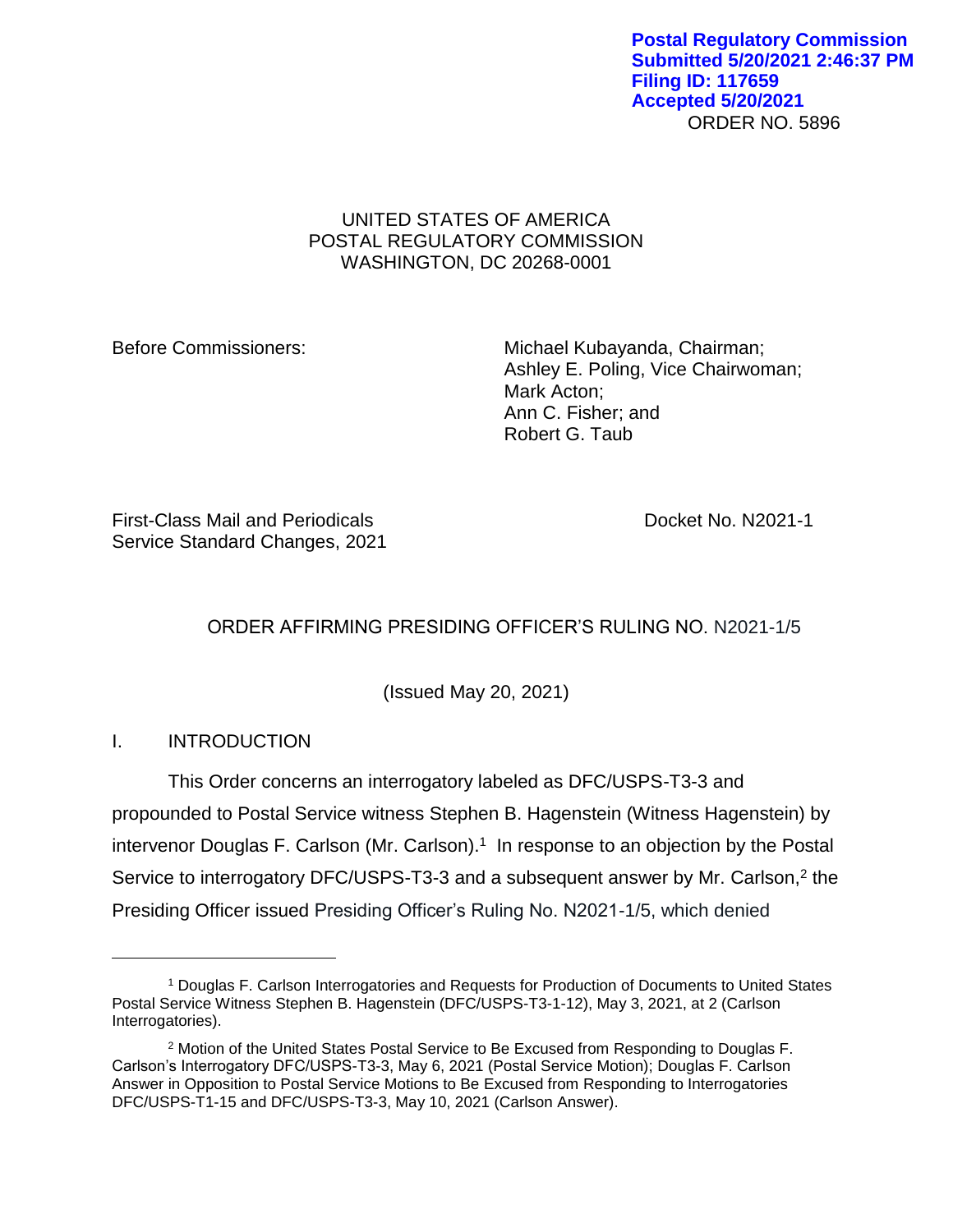Postal Regulatory Commission
Submitted 5/20/2021 2:46:37 PM
Filing ID: 117659
Accepted 5/20/2021

ORDER NO. 5896

UNITED STATES OF AMERICA
POSTAL REGULATORY COMMISSION
WASHINGTON, DC 20268-0001

Before Commissioners:

Michael Kubayanda, Chairman;
Ashley E. Poling, Vice Chairwoman;
Mark Acton;
Ann C. Fisher; and
Robert G. Taub

First-Class Mail and Periodicals Service Standard Changes, 2021

Docket No. N2021-1

## ORDER AFFIRMING PRESIDING OFFICER'S RULING NO. N2021-1/5

(Issued May 20, 2021)

## I. INTRODUCTION

This Order concerns an interrogatory labeled as DFC/USPS-T3-3 and propounded to Postal Service witness Stephen B. Hagenstein (Witness Hagenstein) by intervenor Douglas F. Carlson (Mr. Carlson).[1] In response to an objection by the Postal Service to interrogatory DFC/USPS-T3-3 and a subsequent answer by Mr. Carlson,[2] the Presiding Officer issued Presiding Officer's Ruling No. N2021-1/5, which denied

---

[1] Douglas F. Carlson Interrogatories and Requests for Production of Documents to United States Postal Service Witness Stephen B. Hagenstein (DFC/USPS-T3-1-12), May 3, 2021, at 2 (Carlson Interrogatories).

[2] Motion of the United States Postal Service to Be Excused from Responding to Douglas F. Carlson's Interrogatory DFC/USPS-T3-3, May 6, 2021 (Postal Service Motion); Douglas F. Carlson Answer in Opposition to Postal Service Motions to Be Excused from Responding to Interrogatories DFC/USPS-T1-15 and DFC/USPS-T3-3, May 10, 2021 (Carlson Answer).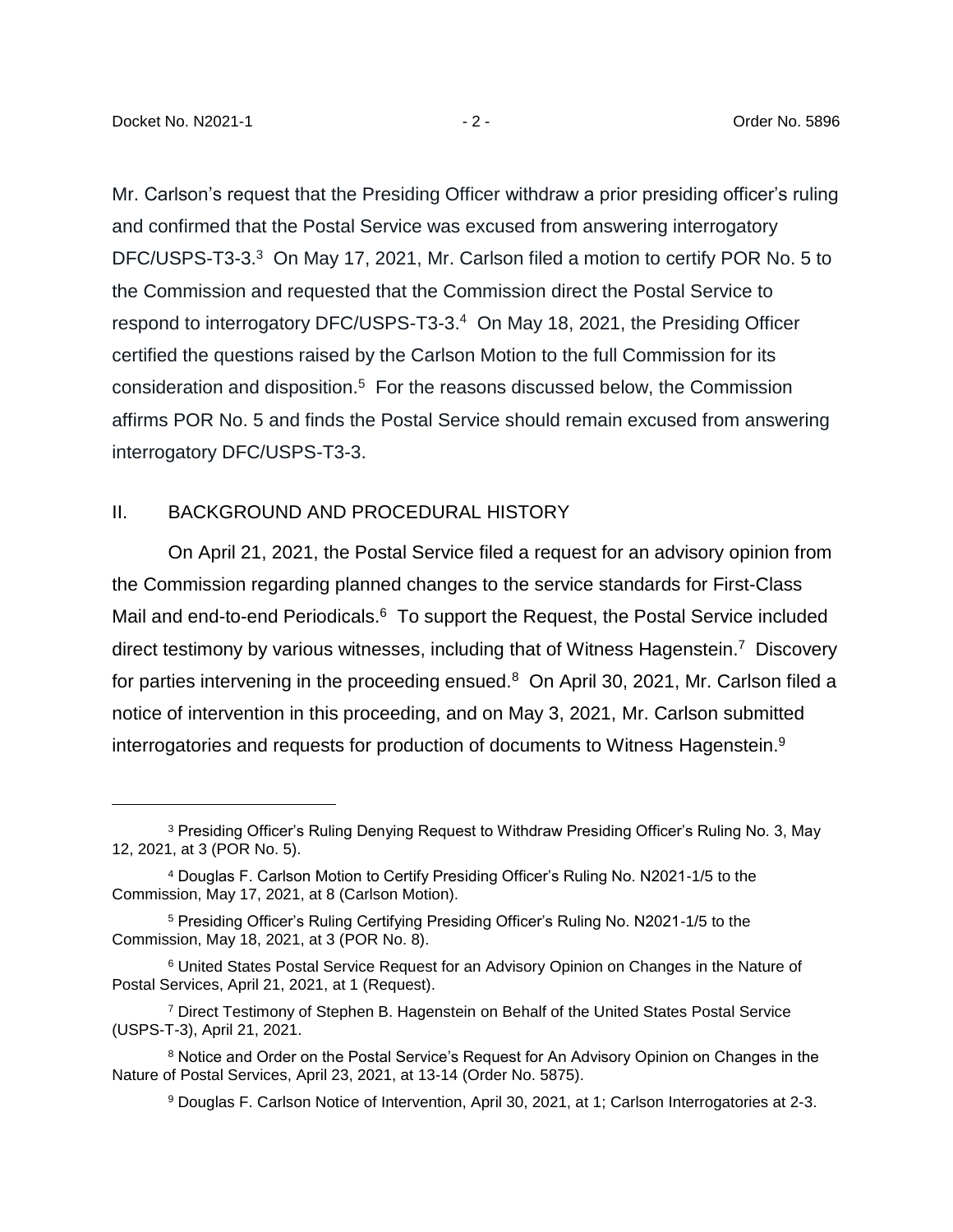Mr. Carlson's request that the Presiding Officer withdraw a prior presiding officer's ruling and confirmed that the Postal Service was excused from answering interrogatory DFC/USPS-T3-3.[3] On May 17, 2021, Mr. Carlson filed a motion to certify POR No. 5 to the Commission and requested that the Commission direct the Postal Service to respond to interrogatory DFC/USPS-T3-3.[4] On May 18, 2021, the Presiding Officer certified the questions raised by the Carlson Motion to the full Commission for its consideration and disposition.[5] For the reasons discussed below, the Commission affirms POR No. 5 and finds the Postal Service should remain excused from answering interrogatory DFC/USPS-T3-3.

## II. BACKGROUND AND PROCEDURAL HISTORY

On April 21, 2021, the Postal Service filed a request for an advisory opinion from the Commission regarding planned changes to the service standards for First-Class Mail and end-to-end Periodicals.[6] To support the Request, the Postal Service included direct testimony by various witnesses, including that of Witness Hagenstein.[7] Discovery for parties intervening in the proceeding ensued.[8] On April 30, 2021, Mr. Carlson filed a notice of intervention in this proceeding, and on May 3, 2021, Mr. Carlson submitted interrogatories and requests for production of documents to Witness Hagenstein.[9]

---

[3] Presiding Officer's Ruling Denying Request to Withdraw Presiding Officer's Ruling No. 3, May 12, 2021, at 3 (POR No. 5).

[4] Douglas F. Carlson Motion to Certify Presiding Officer's Ruling No. N2021-1/5 to the Commission, May 17, 2021, at 8 (Carlson Motion).

[5] Presiding Officer's Ruling Certifying Presiding Officer's Ruling No. N2021-1/5 to the Commission, May 18, 2021, at 3 (POR No. 8).

[6] United States Postal Service Request for an Advisory Opinion on Changes in the Nature of Postal Services, April 21, 2021, at 1 (Request).

[7] Direct Testimony of Stephen B. Hagenstein on Behalf of the United States Postal Service (USPS-T-3), April 21, 2021.

[8] Notice and Order on the Postal Service's Request for An Advisory Opinion on Changes in the Nature of Postal Services, April 23, 2021, at 13-14 (Order No. 5875).

[9] Douglas F. Carlson Notice of Intervention, April 30, 2021, at 1; Carlson Interrogatories at 2-3.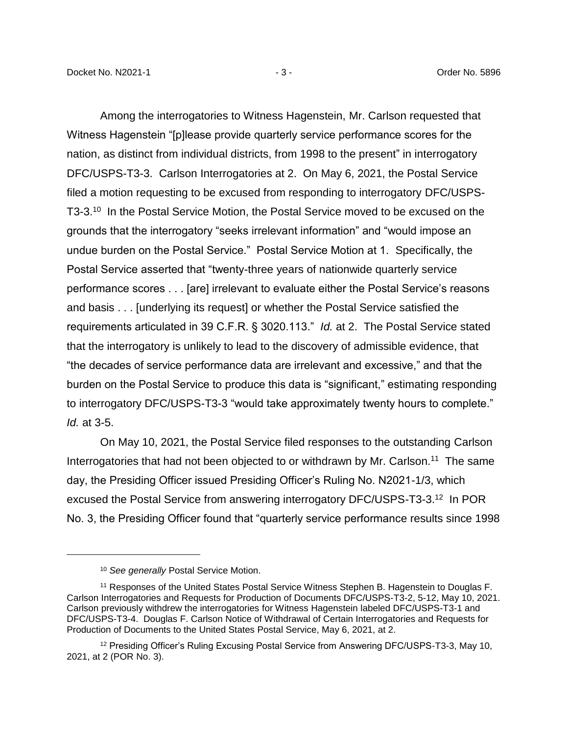Among the interrogatories to Witness Hagenstein, Mr. Carlson requested that Witness Hagenstein "[p]lease provide quarterly service performance scores for the nation, as distinct from individual districts, from 1998 to the present" in interrogatory DFC/USPS-T3-3. Carlson Interrogatories at 2. On May 6, 2021, the Postal Service filed a motion requesting to be excused from responding to interrogatory DFC/USPS-T3-3.[10] In the Postal Service Motion, the Postal Service moved to be excused on the grounds that the interrogatory "seeks irrelevant information" and "would impose an undue burden on the Postal Service." Postal Service Motion at 1. Specifically, the Postal Service asserted that "twenty-three years of nationwide quarterly service performance scores . . . [are] irrelevant to evaluate either the Postal Service's reasons and basis . . . [underlying its request] or whether the Postal Service satisfied the requirements articulated in 39 C.F.R. § 3020.113." *Id.* at 2. The Postal Service stated that the interrogatory is unlikely to lead to the discovery of admissible evidence, that "the decades of service performance data are irrelevant and excessive," and that the burden on the Postal Service to produce this data is "significant," estimating responding to interrogatory DFC/USPS-T3-3 "would take approximately twenty hours to complete." *Id.* at 3-5.

On May 10, 2021, the Postal Service filed responses to the outstanding Carlson Interrogatories that had not been objected to or withdrawn by Mr. Carlson.[11] The same day, the Presiding Officer issued Presiding Officer's Ruling No. N2021-1/3, which excused the Postal Service from answering interrogatory DFC/USPS-T3-3.[12] In POR No. 3, the Presiding Officer found that "quarterly service performance results since 1998

---

[10] *See generally* Postal Service Motion.

[11] Responses of the United States Postal Service Witness Stephen B. Hagenstein to Douglas F. Carlson Interrogatories and Requests for Production of Documents DFC/USPS-T3-2, 5-12, May 10, 2021. Carlson previously withdrew the interrogatories for Witness Hagenstein labeled DFC/USPS-T3-1 and DFC/USPS-T3-4. Douglas F. Carlson Notice of Withdrawal of Certain Interrogatories and Requests for Production of Documents to the United States Postal Service, May 6, 2021, at 2.

[12] Presiding Officer's Ruling Excusing Postal Service from Answering DFC/USPS-T3-3, May 10, 2021, at 2 (POR No. 3).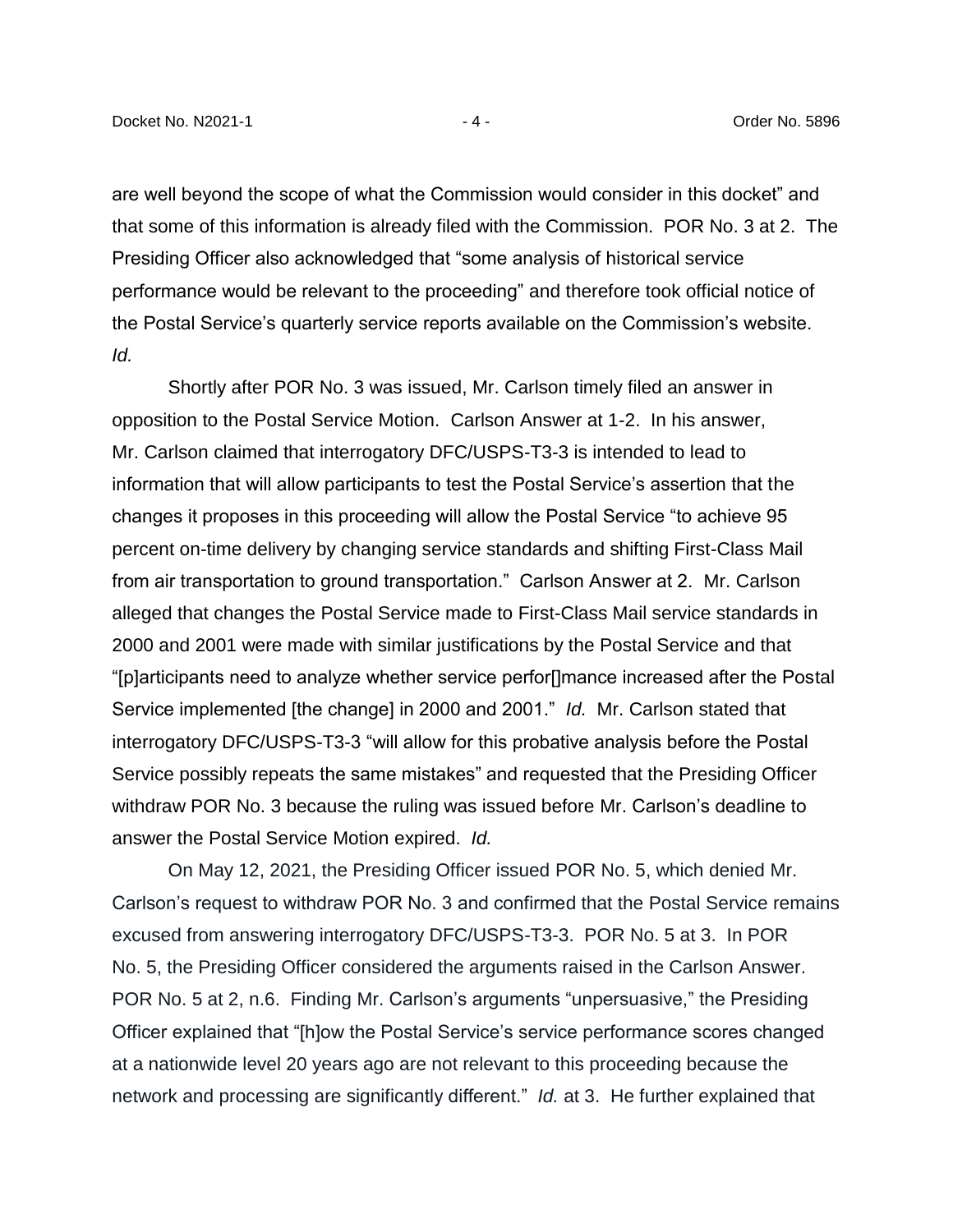are well beyond the scope of what the Commission would consider in this docket" and that some of this information is already filed with the Commission. POR No. 3 at 2. The Presiding Officer also acknowledged that "some analysis of historical service performance would be relevant to the proceeding" and therefore took official notice of the Postal Service's quarterly service reports available on the Commission's website. *Id.*

Shortly after POR No. 3 was issued, Mr. Carlson timely filed an answer in opposition to the Postal Service Motion. Carlson Answer at 1-2. In his answer, Mr. Carlson claimed that interrogatory DFC/USPS-T3-3 is intended to lead to information that will allow participants to test the Postal Service's assertion that the changes it proposes in this proceeding will allow the Postal Service "to achieve 95 percent on-time delivery by changing service standards and shifting First-Class Mail from air transportation to ground transportation." Carlson Answer at 2. Mr. Carlson alleged that changes the Postal Service made to First-Class Mail service standards in 2000 and 2001 were made with similar justifications by the Postal Service and that "[p]articipants need to analyze whether service perfor[]mance increased after the Postal Service implemented [the change] in 2000 and 2001." *Id.* Mr. Carlson stated that interrogatory DFC/USPS-T3-3 "will allow for this probative analysis before the Postal Service possibly repeats the same mistakes" and requested that the Presiding Officer withdraw POR No. 3 because the ruling was issued before Mr. Carlson's deadline to answer the Postal Service Motion expired. *Id.*

On May 12, 2021, the Presiding Officer issued POR No. 5, which denied Mr. Carlson's request to withdraw POR No. 3 and confirmed that the Postal Service remains excused from answering interrogatory DFC/USPS-T3-3. POR No. 5 at 3. In POR No. 5, the Presiding Officer considered the arguments raised in the Carlson Answer. POR No. 5 at 2, n.6. Finding Mr. Carlson's arguments "unpersuasive," the Presiding Officer explained that "[h]ow the Postal Service's service performance scores changed at a nationwide level 20 years ago are not relevant to this proceeding because the network and processing are significantly different." *Id.* at 3. He further explained that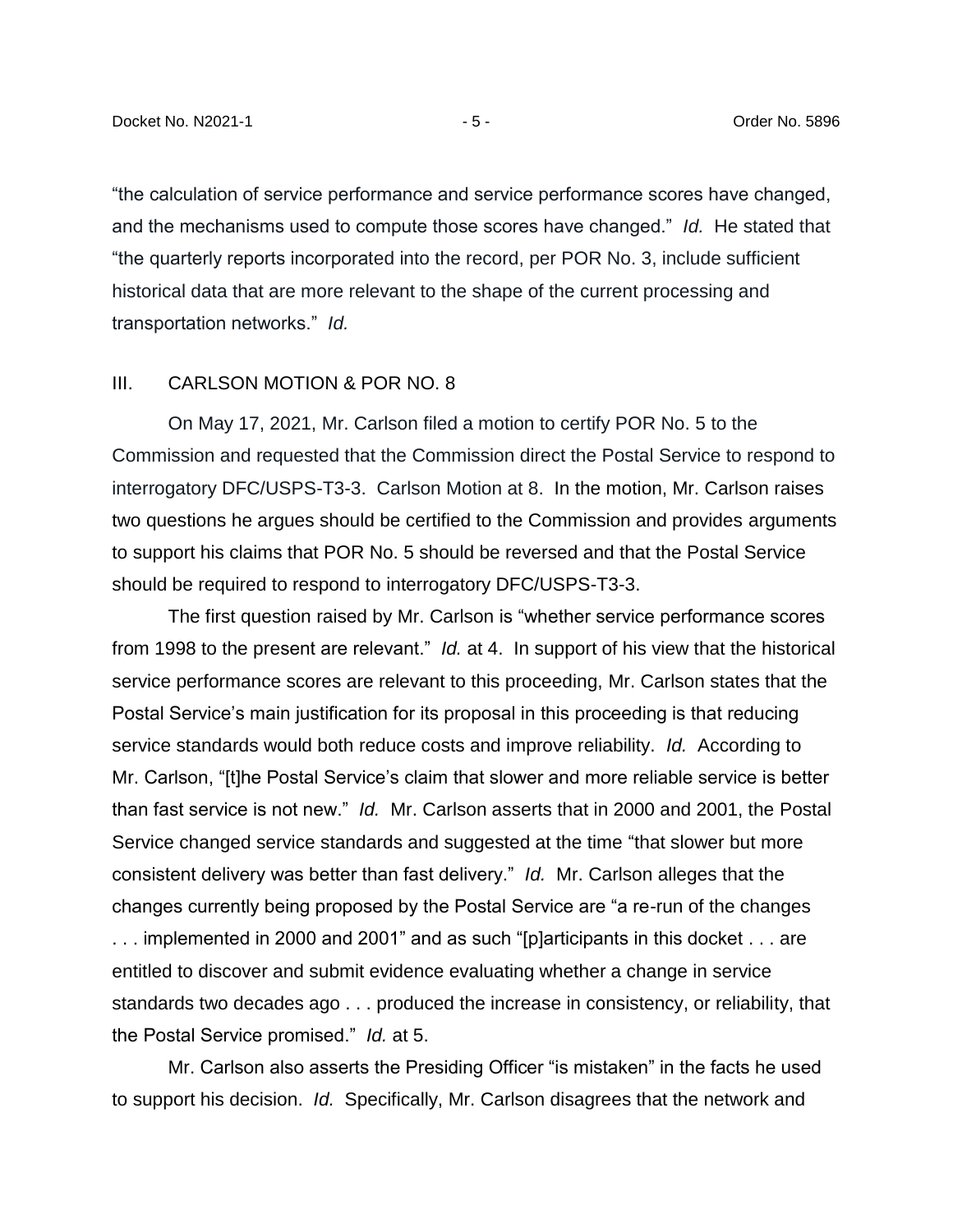"the calculation of service performance and service performance scores have changed, and the mechanisms used to compute those scores have changed." *Id.* He stated that "the quarterly reports incorporated into the record, per POR No. 3, include sufficient historical data that are more relevant to the shape of the current processing and transportation networks." *Id.*

## III. CARLSON MOTION & POR NO. 8

On May 17, 2021, Mr. Carlson filed a motion to certify POR No. 5 to the Commission and requested that the Commission direct the Postal Service to respond to interrogatory DFC/USPS-T3-3. Carlson Motion at 8. In the motion, Mr. Carlson raises two questions he argues should be certified to the Commission and provides arguments to support his claims that POR No. 5 should be reversed and that the Postal Service should be required to respond to interrogatory DFC/USPS-T3-3.

The first question raised by Mr. Carlson is "whether service performance scores from 1998 to the present are relevant." *Id.* at 4. In support of his view that the historical service performance scores are relevant to this proceeding, Mr. Carlson states that the Postal Service's main justification for its proposal in this proceeding is that reducing service standards would both reduce costs and improve reliability. *Id.* According to Mr. Carlson, "[t]he Postal Service's claim that slower and more reliable service is better than fast service is not new." *Id.* Mr. Carlson asserts that in 2000 and 2001, the Postal Service changed service standards and suggested at the time "that slower but more consistent delivery was better than fast delivery." *Id.* Mr. Carlson alleges that the changes currently being proposed by the Postal Service are "a re-run of the changes . . . implemented in 2000 and 2001" and as such "[p]articipants in this docket . . . are entitled to discover and submit evidence evaluating whether a change in service standards two decades ago . . . produced the increase in consistency, or reliability, that the Postal Service promised." *Id.* at 5.

Mr. Carlson also asserts the Presiding Officer "is mistaken" in the facts he used to support his decision. *Id.* Specifically, Mr. Carlson disagrees that the network and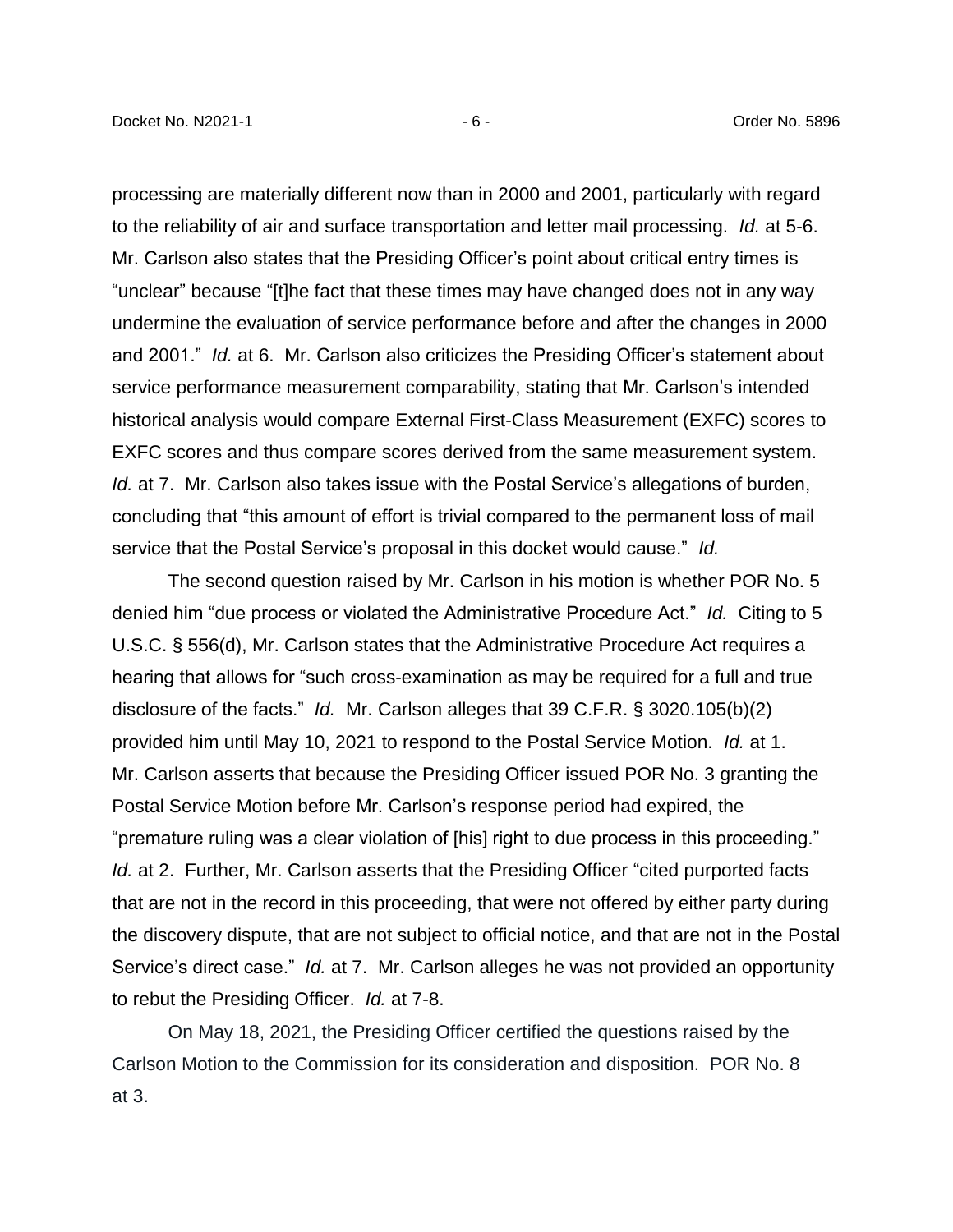processing are materially different now than in 2000 and 2001, particularly with regard to the reliability of air and surface transportation and letter mail processing. *Id.* at 5-6. Mr. Carlson also states that the Presiding Officer's point about critical entry times is "unclear" because "[t]he fact that these times may have changed does not in any way undermine the evaluation of service performance before and after the changes in 2000 and 2001." *Id.* at 6. Mr. Carlson also criticizes the Presiding Officer's statement about service performance measurement comparability, stating that Mr. Carlson's intended historical analysis would compare External First-Class Measurement (EXFC) scores to EXFC scores and thus compare scores derived from the same measurement system. *Id.* at 7. Mr. Carlson also takes issue with the Postal Service's allegations of burden, concluding that "this amount of effort is trivial compared to the permanent loss of mail service that the Postal Service's proposal in this docket would cause." *Id.*

The second question raised by Mr. Carlson in his motion is whether POR No. 5 denied him "due process or violated the Administrative Procedure Act." *Id.* Citing to 5 U.S.C. § 556(d), Mr. Carlson states that the Administrative Procedure Act requires a hearing that allows for "such cross-examination as may be required for a full and true disclosure of the facts." *Id.* Mr. Carlson alleges that 39 C.F.R. § 3020.105(b)(2) provided him until May 10, 2021 to respond to the Postal Service Motion. *Id.* at 1. Mr. Carlson asserts that because the Presiding Officer issued POR No. 3 granting the Postal Service Motion before Mr. Carlson's response period had expired, the "premature ruling was a clear violation of [his] right to due process in this proceeding." *Id.* at 2. Further, Mr. Carlson asserts that the Presiding Officer "cited purported facts that are not in the record in this proceeding, that were not offered by either party during the discovery dispute, that are not subject to official notice, and that are not in the Postal Service's direct case." *Id.* at 7. Mr. Carlson alleges he was not provided an opportunity to rebut the Presiding Officer. *Id.* at 7-8.

On May 18, 2021, the Presiding Officer certified the questions raised by the Carlson Motion to the Commission for its consideration and disposition. POR No. 8 at 3.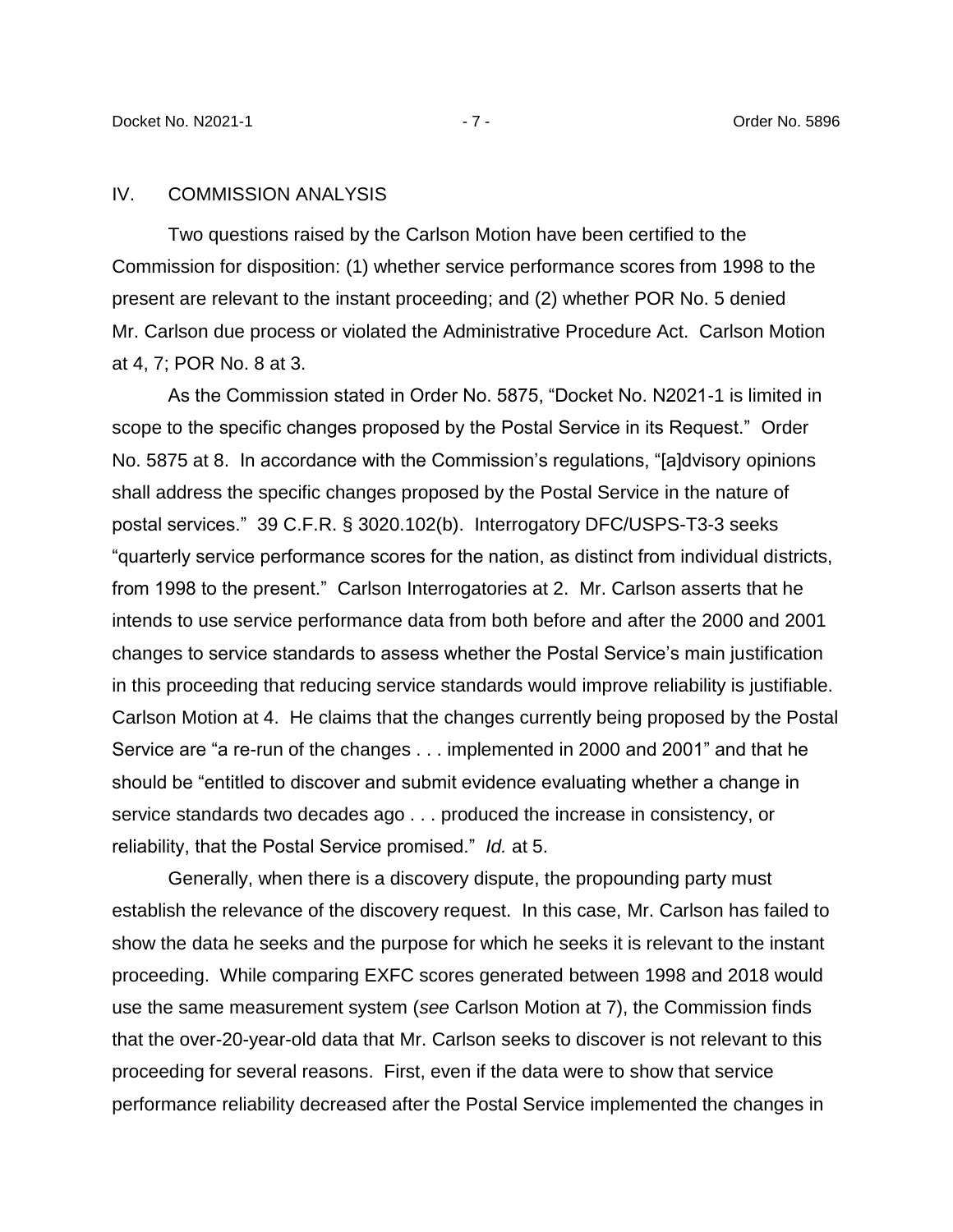## IV. COMMISSION ANALYSIS

Two questions raised by the Carlson Motion have been certified to the Commission for disposition: (1) whether service performance scores from 1998 to the present are relevant to the instant proceeding; and (2) whether POR No. 5 denied Mr. Carlson due process or violated the Administrative Procedure Act. Carlson Motion at 4, 7; POR No. 8 at 3.

As the Commission stated in Order No. 5875, "Docket No. N2021-1 is limited in scope to the specific changes proposed by the Postal Service in its Request." Order No. 5875 at 8. In accordance with the Commission's regulations, "[a]dvisory opinions shall address the specific changes proposed by the Postal Service in the nature of postal services." 39 C.F.R. § 3020.102(b). Interrogatory DFC/USPS-T3-3 seeks "quarterly service performance scores for the nation, as distinct from individual districts, from 1998 to the present." Carlson Interrogatories at 2. Mr. Carlson asserts that he intends to use service performance data from both before and after the 2000 and 2001 changes to service standards to assess whether the Postal Service's main justification in this proceeding that reducing service standards would improve reliability is justifiable. Carlson Motion at 4. He claims that the changes currently being proposed by the Postal Service are "a re-run of the changes . . . implemented in 2000 and 2001" and that he should be "entitled to discover and submit evidence evaluating whether a change in service standards two decades ago . . . produced the increase in consistency, or reliability, that the Postal Service promised." *Id.* at 5.

Generally, when there is a discovery dispute, the propounding party must establish the relevance of the discovery request. In this case, Mr. Carlson has failed to show the data he seeks and the purpose for which he seeks it is relevant to the instant proceeding. While comparing EXFC scores generated between 1998 and 2018 would use the same measurement system (*see* Carlson Motion at 7), the Commission finds that the over-20-year-old data that Mr. Carlson seeks to discover is not relevant to this proceeding for several reasons. First, even if the data were to show that service performance reliability decreased after the Postal Service implemented the changes in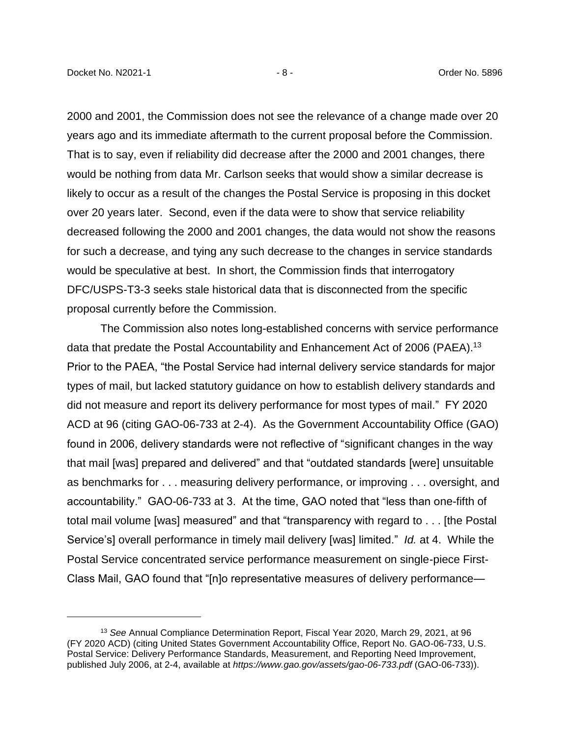2000 and 2001, the Commission does not see the relevance of a change made over 20 years ago and its immediate aftermath to the current proposal before the Commission. That is to say, even if reliability did decrease after the 2000 and 2001 changes, there would be nothing from data Mr. Carlson seeks that would show a similar decrease is likely to occur as a result of the changes the Postal Service is proposing in this docket over 20 years later. Second, even if the data were to show that service reliability decreased following the 2000 and 2001 changes, the data would not show the reasons for such a decrease, and tying any such decrease to the changes in service standards would be speculative at best. In short, the Commission finds that interrogatory DFC/USPS-T3-3 seeks stale historical data that is disconnected from the specific proposal currently before the Commission.

The Commission also notes long-established concerns with service performance data that predate the Postal Accountability and Enhancement Act of 2006 (PAEA).[13] Prior to the PAEA, "the Postal Service had internal delivery service standards for major types of mail, but lacked statutory guidance on how to establish delivery standards and did not measure and report its delivery performance for most types of mail." FY 2020 ACD at 96 (citing GAO-06-733 at 2-4). As the Government Accountability Office (GAO) found in 2006, delivery standards were not reflective of "significant changes in the way that mail [was] prepared and delivered" and that "outdated standards [were] unsuitable as benchmarks for . . . measuring delivery performance, or improving . . . oversight, and accountability." GAO-06-733 at 3. At the time, GAO noted that "less than one-fifth of total mail volume [was] measured" and that "transparency with regard to . . . [the Postal Service's] overall performance in timely mail delivery [was] limited." *Id.* at 4. While the Postal Service concentrated service performance measurement on single-piece First-Class Mail, GAO found that "[n]o representative measures of delivery performance—

---

[13] *See* Annual Compliance Determination Report, Fiscal Year 2020, March 29, 2021, at 96 (FY 2020 ACD) (citing United States Government Accountability Office, Report No. GAO-06-733, U.S. Postal Service: Delivery Performance Standards, Measurement, and Reporting Need Improvement, published July 2006, at 2-4, available at *https://www.gao.gov/assets/gao-06-733.pdf* (GAO-06-733)).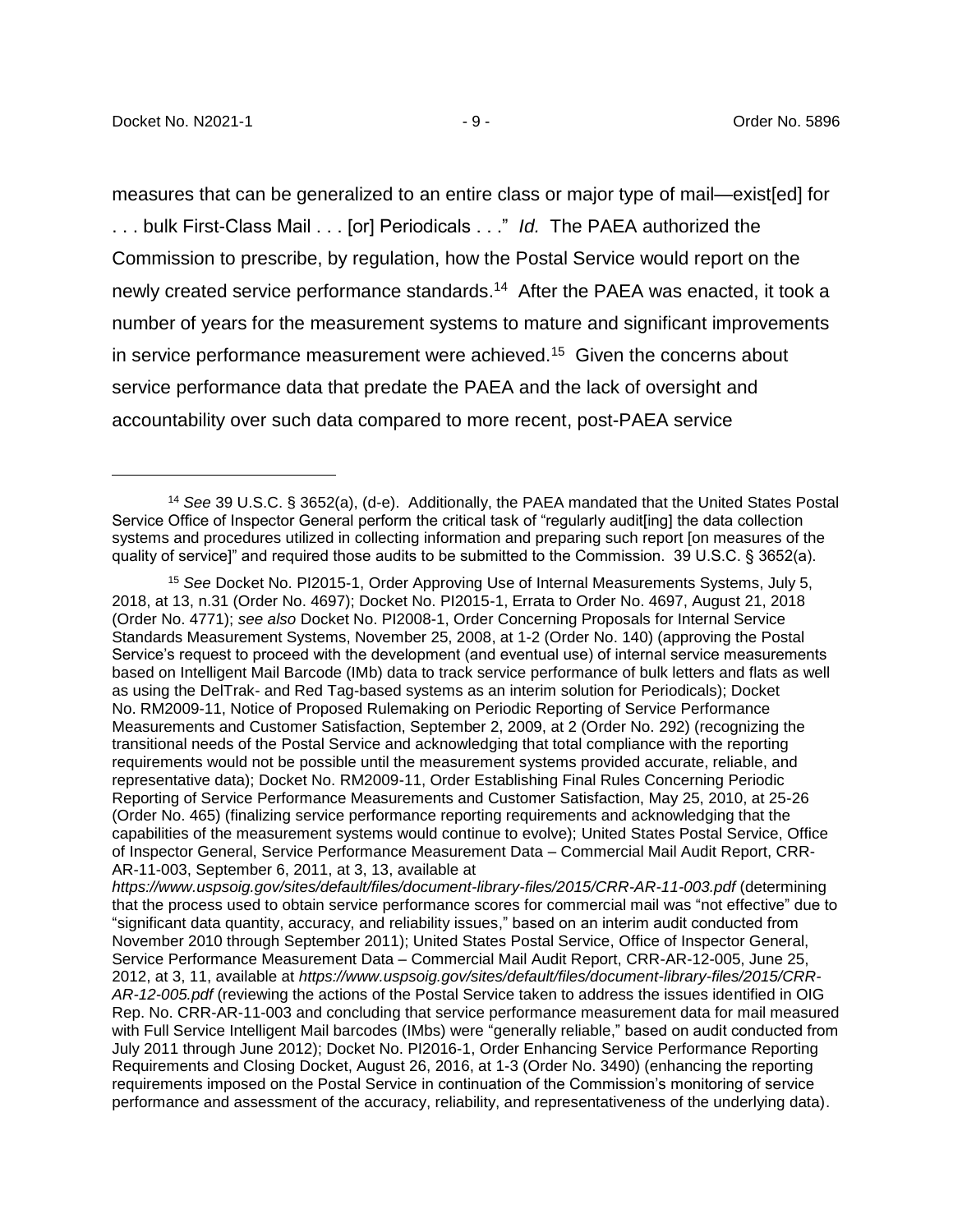measures that can be generalized to an entire class or major type of mail—exist[ed] for . . . bulk First-Class Mail . . . [or] Periodicals . . ." *Id.* The PAEA authorized the Commission to prescribe, by regulation, how the Postal Service would report on the newly created service performance standards.[14] After the PAEA was enacted, it took a number of years for the measurement systems to mature and significant improvements in service performance measurement were achieved.[15] Given the concerns about service performance data that predate the PAEA and the lack of oversight and accountability over such data compared to more recent, post-PAEA service

---

[14] *See* 39 U.S.C. § 3652(a), (d-e). Additionally, the PAEA mandated that the United States Postal Service Office of Inspector General perform the critical task of "regularly audit[ing] the data collection systems and procedures utilized in collecting information and preparing such report [on measures of the quality of service]" and required those audits to be submitted to the Commission. 39 U.S.C. § 3652(a).

[15] *See* Docket No. PI2015-1, Order Approving Use of Internal Measurements Systems, July 5, 2018, at 13, n.31 (Order No. 4697); Docket No. PI2015-1, Errata to Order No. 4697, August 21, 2018 (Order No. 4771); *see also* Docket No. PI2008-1, Order Concerning Proposals for Internal Service Standards Measurement Systems, November 25, 2008, at 1-2 (Order No. 140) (approving the Postal Service's request to proceed with the development (and eventual use) of internal service measurements based on Intelligent Mail Barcode (IMb) data to track service performance of bulk letters and flats as well as using the DelTrak- and Red Tag-based systems as an interim solution for Periodicals); Docket No. RM2009-11, Notice of Proposed Rulemaking on Periodic Reporting of Service Performance Measurements and Customer Satisfaction, September 2, 2009, at 2 (Order No. 292) (recognizing the transitional needs of the Postal Service and acknowledging that total compliance with the reporting requirements would not be possible until the measurement systems provided accurate, reliable, and representative data); Docket No. RM2009-11, Order Establishing Final Rules Concerning Periodic Reporting of Service Performance Measurements and Customer Satisfaction, May 25, 2010, at 25-26 (Order No. 465) (finalizing service performance reporting requirements and acknowledging that the capabilities of the measurement systems would continue to evolve); United States Postal Service, Office of Inspector General, Service Performance Measurement Data – Commercial Mail Audit Report, CRR-AR-11-003, September 6, 2011, at 3, 13, available at *https://www.uspsoig.gov/sites/default/files/document-library-files/2015/CRR-AR-11-003.pdf* (determining that the process used to obtain service performance scores for commercial mail was "not effective" due to "significant data quantity, accuracy, and reliability issues," based on an interim audit conducted from November 2010 through September 2011); United States Postal Service, Office of Inspector General, Service Performance Measurement Data – Commercial Mail Audit Report, CRR-AR-12-005, June 25, 2012, at 3, 11, available at *https://www.uspsoig.gov/sites/default/files/document-library-files/2015/CRR-AR-12-005.pdf* (reviewing the actions of the Postal Service taken to address the issues identified in OIG Rep. No. CRR-AR-11-003 and concluding that service performance measurement data for mail measured with Full Service Intelligent Mail barcodes (IMbs) were "generally reliable," based on audit conducted from July 2011 through June 2012); Docket No. PI2016-1, Order Enhancing Service Performance Reporting Requirements and Closing Docket, August 26, 2016, at 1-3 (Order No. 3490) (enhancing the reporting requirements imposed on the Postal Service in continuation of the Commission's monitoring of service performance and assessment of the accuracy, reliability, and representativeness of the underlying data).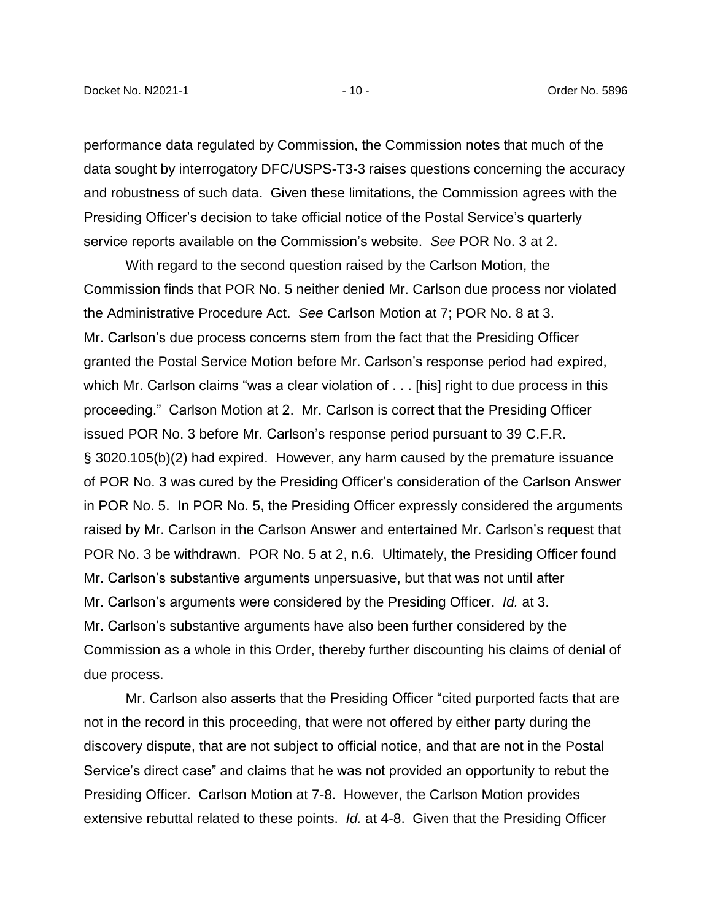performance data regulated by Commission, the Commission notes that much of the data sought by interrogatory DFC/USPS-T3-3 raises questions concerning the accuracy and robustness of such data. Given these limitations, the Commission agrees with the Presiding Officer's decision to take official notice of the Postal Service's quarterly service reports available on the Commission's website. *See* POR No. 3 at 2.

With regard to the second question raised by the Carlson Motion, the Commission finds that POR No. 5 neither denied Mr. Carlson due process nor violated the Administrative Procedure Act. *See* Carlson Motion at 7; POR No. 8 at 3. Mr. Carlson's due process concerns stem from the fact that the Presiding Officer granted the Postal Service Motion before Mr. Carlson's response period had expired, which Mr. Carlson claims "was a clear violation of . . . [his] right to due process in this proceeding." Carlson Motion at 2. Mr. Carlson is correct that the Presiding Officer issued POR No. 3 before Mr. Carlson's response period pursuant to 39 C.F.R. § 3020.105(b)(2) had expired. However, any harm caused by the premature issuance of POR No. 3 was cured by the Presiding Officer's consideration of the Carlson Answer in POR No. 5. In POR No. 5, the Presiding Officer expressly considered the arguments raised by Mr. Carlson in the Carlson Answer and entertained Mr. Carlson's request that POR No. 3 be withdrawn. POR No. 5 at 2, n.6. Ultimately, the Presiding Officer found Mr. Carlson's substantive arguments unpersuasive, but that was not until after Mr. Carlson's arguments were considered by the Presiding Officer. *Id.* at 3. Mr. Carlson's substantive arguments have also been further considered by the Commission as a whole in this Order, thereby further discounting his claims of denial of due process.

Mr. Carlson also asserts that the Presiding Officer "cited purported facts that are not in the record in this proceeding, that were not offered by either party during the discovery dispute, that are not subject to official notice, and that are not in the Postal Service's direct case" and claims that he was not provided an opportunity to rebut the Presiding Officer. Carlson Motion at 7-8. However, the Carlson Motion provides extensive rebuttal related to these points. *Id.* at 4-8. Given that the Presiding Officer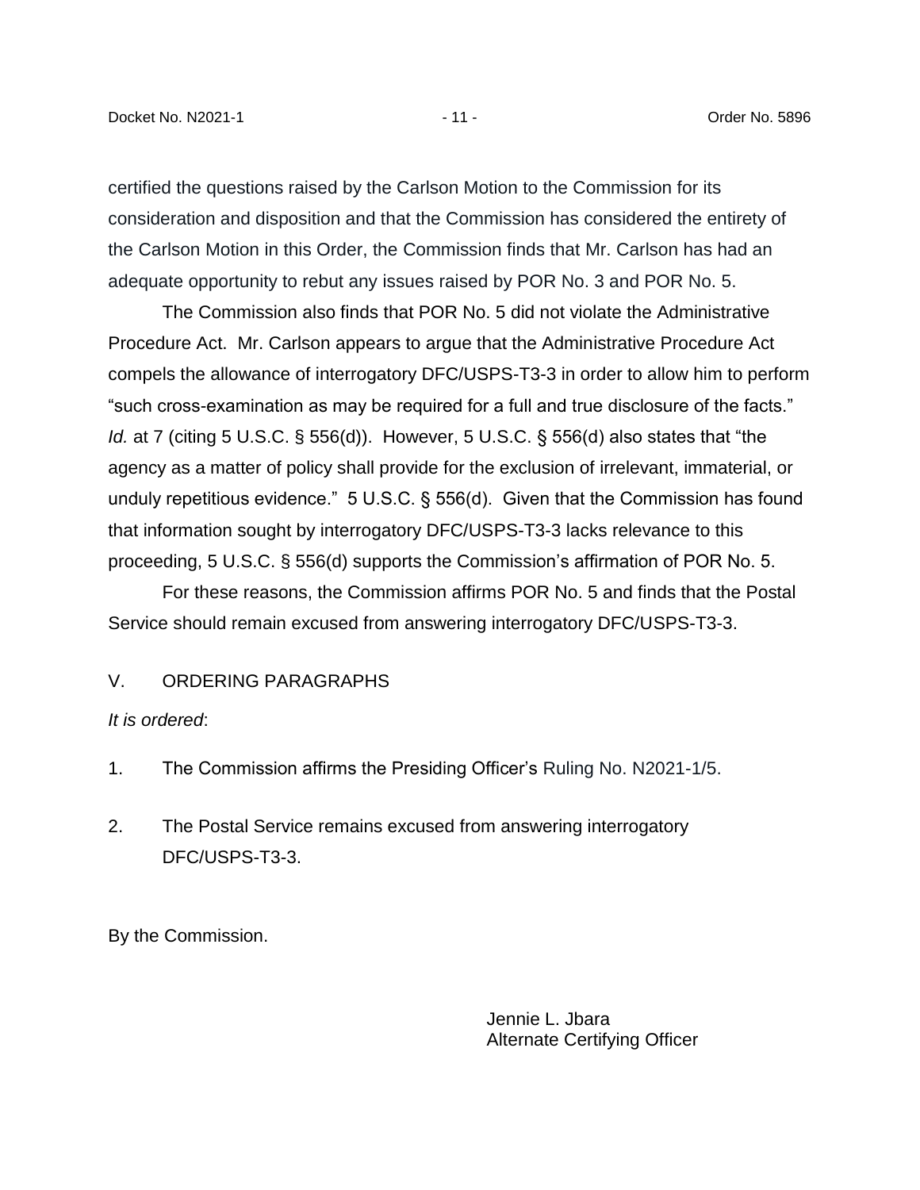certified the questions raised by the Carlson Motion to the Commission for its consideration and disposition and that the Commission has considered the entirety of the Carlson Motion in this Order, the Commission finds that Mr. Carlson has had an adequate opportunity to rebut any issues raised by POR No. 3 and POR No. 5.

The Commission also finds that POR No. 5 did not violate the Administrative Procedure Act. Mr. Carlson appears to argue that the Administrative Procedure Act compels the allowance of interrogatory DFC/USPS-T3-3 in order to allow him to perform "such cross-examination as may be required for a full and true disclosure of the facts." *Id.* at 7 (citing 5 U.S.C. § 556(d)). However, 5 U.S.C. § 556(d) also states that "the agency as a matter of policy shall provide for the exclusion of irrelevant, immaterial, or unduly repetitious evidence." 5 U.S.C. § 556(d). Given that the Commission has found that information sought by interrogatory DFC/USPS-T3-3 lacks relevance to this proceeding, 5 U.S.C. § 556(d) supports the Commission's affirmation of POR No. 5.

For these reasons, the Commission affirms POR No. 5 and finds that the Postal Service should remain excused from answering interrogatory DFC/USPS-T3-3.

## V. ORDERING PARAGRAPHS

*It is ordered*:

1. The Commission affirms the Presiding Officer's Ruling No. N2021-1/5.

2. The Postal Service remains excused from answering interrogatory DFC/USPS-T3-3.

By the Commission.

Jennie L. Jbara
Alternate Certifying Officer